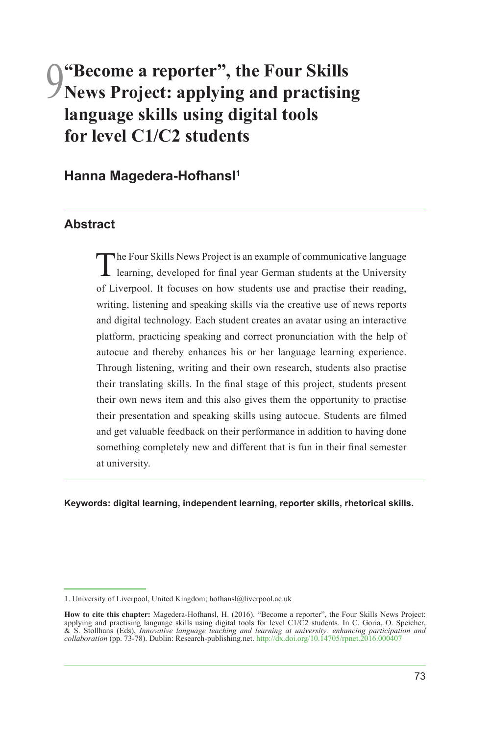# 9 "Become a reporter", the Four Skills News Project: applying and practising language skills using digital tools for level C1/C2 students

## Hanna Magedera-Hofhansl[1]

### Abstract

The Four Skills News Project is an example of communicative language learning, developed for final year German students at the University of Liverpool. It focuses on how students use and practise their reading, writing, listening and speaking skills via the creative use of news reports and digital technology. Each student creates an avatar using an interactive platform, practicing speaking and correct pronunciation with the help of autocue and thereby enhances his or her language learning experience. Through listening, writing and their own research, students also practise their translating skills. In the final stage of this project, students present their own news item and this also gives them the opportunity to practise their presentation and speaking skills using autocue. Students are filmed and get valuable feedback on their performance in addition to having done something completely new and different that is fun in their final semester at university.

**Keywords: digital learning, independent learning, reporter skills, rhetorical skills.**

---

1. University of Liverpool, United Kingdom; hofhansl@liverpool.ac.uk

**How to cite this chapter:** Magedera-Hofhansl, H. (2016). "Become a reporter", the Four Skills News Project: applying and practising language skills using digital tools for level C1/C2 students. In C. Goria, O. Speicher, & S. Stollhans (Eds), *Innovative language teaching and learning at university: enhancing participation and collaboration* (pp. 73-78). Dublin: Research-publishing.net. http://dx.doi.org/10.14705/rpnet.2016.000407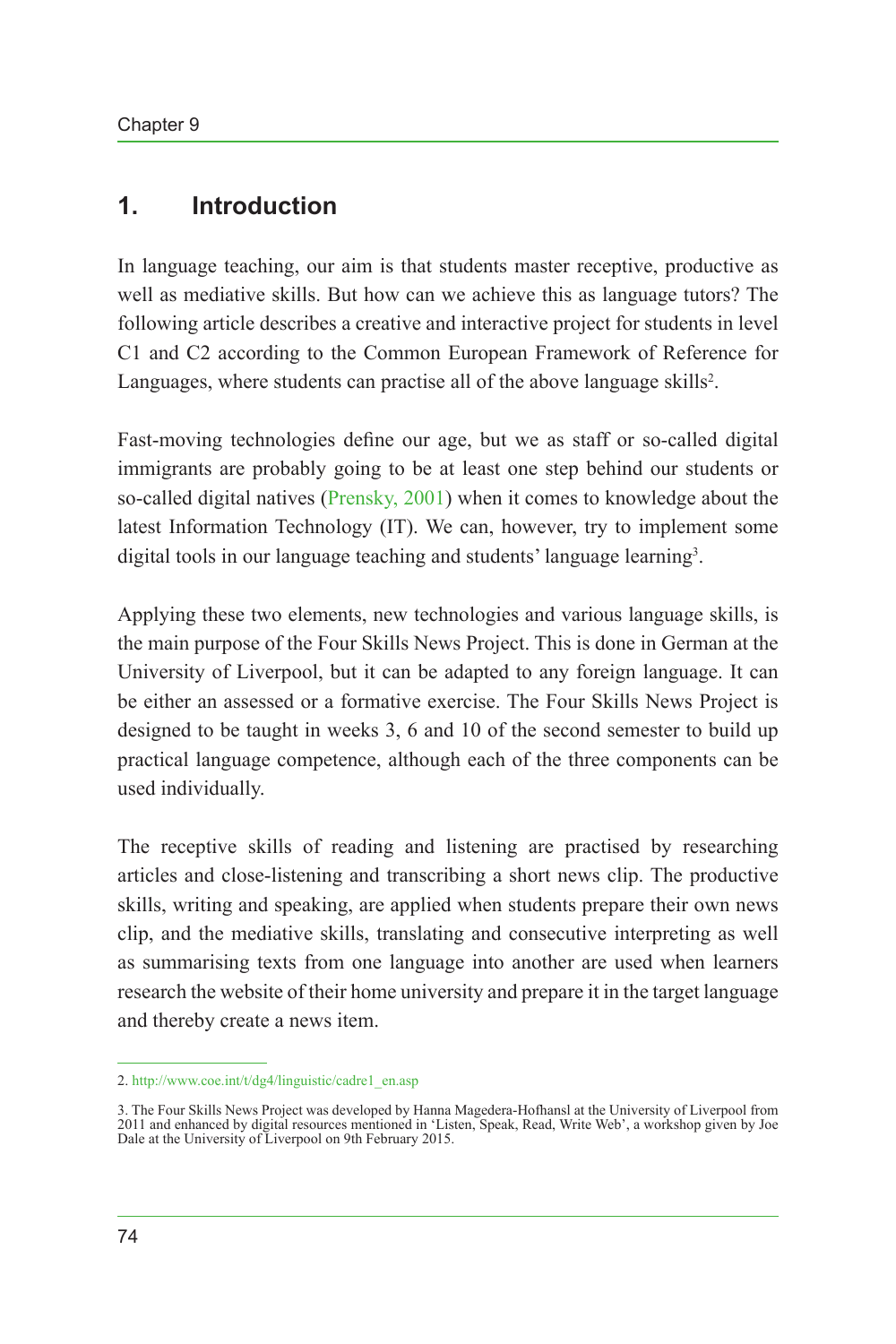## 1. Introduction

In language teaching, our aim is that students master receptive, productive as well as mediative skills. But how can we achieve this as language tutors? The following article describes a creative and interactive project for students in level C1 and C2 according to the Common European Framework of Reference for Languages, where students can practise all of the above language skills[2].

Fast-moving technologies define our age, but we as staff or so-called digital immigrants are probably going to be at least one step behind our students or so-called digital natives (Prensky, 2001) when it comes to knowledge about the latest Information Technology (IT). We can, however, try to implement some digital tools in our language teaching and students' language learning[3].

Applying these two elements, new technologies and various language skills, is the main purpose of the Four Skills News Project. This is done in German at the University of Liverpool, but it can be adapted to any foreign language. It can be either an assessed or a formative exercise. The Four Skills News Project is designed to be taught in weeks 3, 6 and 10 of the second semester to build up practical language competence, although each of the three components can be used individually.

The receptive skills of reading and listening are practised by researching articles and close-listening and transcribing a short news clip. The productive skills, writing and speaking, are applied when students prepare their own news clip, and the mediative skills, translating and consecutive interpreting as well as summarising texts from one language into another are used when learners research the website of their home university and prepare it in the target language and thereby create a news item.

---

2. http://www.coe.int/t/dg4/linguistic/cadre1_en.asp

3. The Four Skills News Project was developed by Hanna Magedera-Hofhansl at the University of Liverpool from 2011 and enhanced by digital resources mentioned in 'Listen, Speak, Read, Write Web', a workshop given by Joe Dale at the University of Liverpool on 9th February 2015.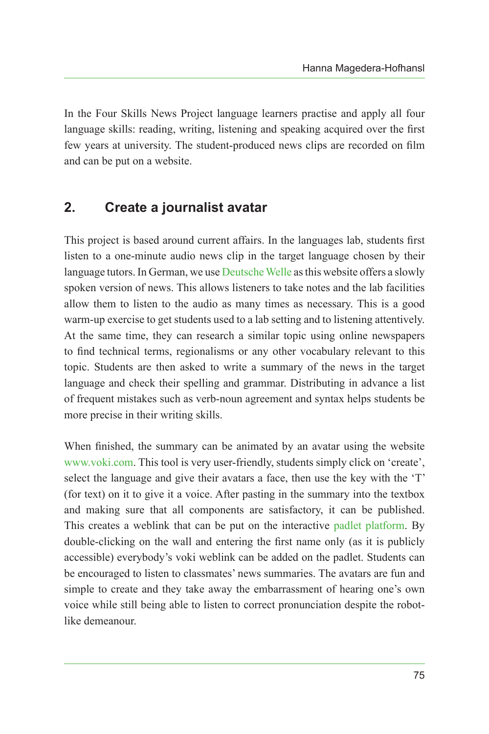In the Four Skills News Project language learners practise and apply all four language skills: reading, writing, listening and speaking acquired over the first few years at university. The student-produced news clips are recorded on film and can be put on a website.

## 2. Create a journalist avatar

This project is based around current affairs. In the languages lab, students first listen to a one-minute audio news clip in the target language chosen by their language tutors. In German, we use Deutsche Welle as this website offers a slowly spoken version of news. This allows listeners to take notes and the lab facilities allow them to listen to the audio as many times as necessary. This is a good warm-up exercise to get students used to a lab setting and to listening attentively. At the same time, they can research a similar topic using online newspapers to find technical terms, regionalisms or any other vocabulary relevant to this topic. Students are then asked to write a summary of the news in the target language and check their spelling and grammar. Distributing in advance a list of frequent mistakes such as verb-noun agreement and syntax helps students be more precise in their writing skills.

When finished, the summary can be animated by an avatar using the website www.voki.com. This tool is very user-friendly, students simply click on 'create', select the language and give their avatars a face, then use the key with the 'T' (for text) on it to give it a voice. After pasting in the summary into the textbox and making sure that all components are satisfactory, it can be published. This creates a weblink that can be put on the interactive padlet platform. By double-clicking on the wall and entering the first name only (as it is publicly accessible) everybody's voki weblink can be added on the padlet. Students can be encouraged to listen to classmates' news summaries. The avatars are fun and simple to create and they take away the embarrassment of hearing one's own voice while still being able to listen to correct pronunciation despite the robot-like demeanour.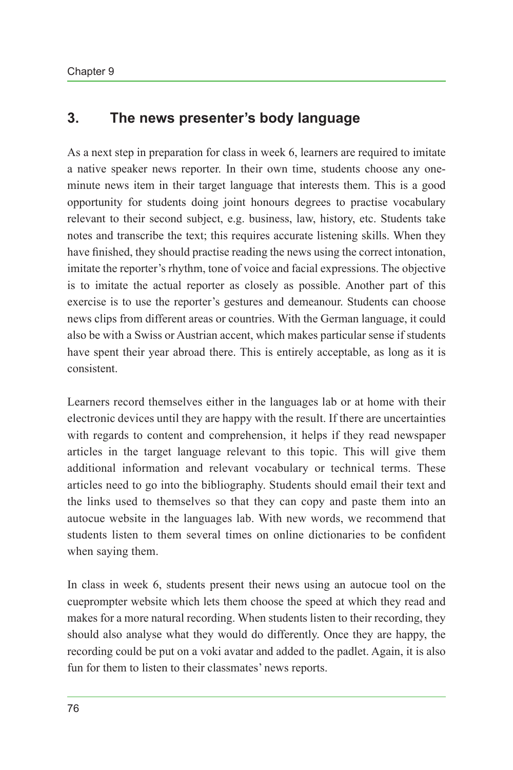## 3. The news presenter's body language

As a next step in preparation for class in week 6, learners are required to imitate a native speaker news reporter. In their own time, students choose any one-minute news item in their target language that interests them. This is a good opportunity for students doing joint honours degrees to practise vocabulary relevant to their second subject, e.g. business, law, history, etc. Students take notes and transcribe the text; this requires accurate listening skills. When they have finished, they should practise reading the news using the correct intonation, imitate the reporter's rhythm, tone of voice and facial expressions. The objective is to imitate the actual reporter as closely as possible. Another part of this exercise is to use the reporter's gestures and demeanour. Students can choose news clips from different areas or countries. With the German language, it could also be with a Swiss or Austrian accent, which makes particular sense if students have spent their year abroad there. This is entirely acceptable, as long as it is consistent.

Learners record themselves either in the languages lab or at home with their electronic devices until they are happy with the result. If there are uncertainties with regards to content and comprehension, it helps if they read newspaper articles in the target language relevant to this topic. This will give them additional information and relevant vocabulary or technical terms. These articles need to go into the bibliography. Students should email their text and the links used to themselves so that they can copy and paste them into an autocue website in the languages lab. With new words, we recommend that students listen to them several times on online dictionaries to be confident when saying them.

In class in week 6, students present their news using an autocue tool on the cueprompter website which lets them choose the speed at which they read and makes for a more natural recording. When students listen to their recording, they should also analyse what they would do differently. Once they are happy, the recording could be put on a voki avatar and added to the padlet. Again, it is also fun for them to listen to their classmates' news reports.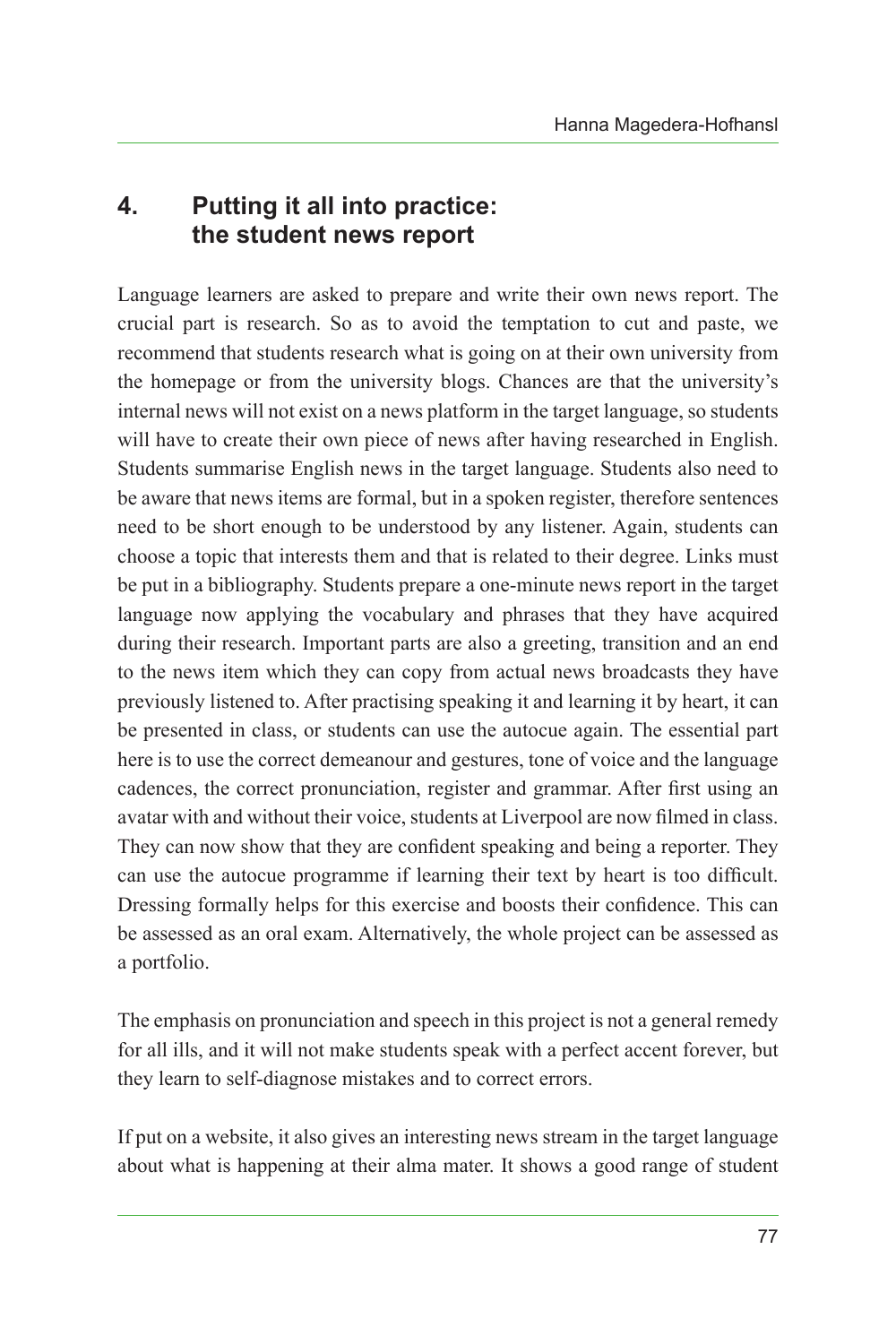## 4. Putting it all into practice: the student news report

Language learners are asked to prepare and write their own news report. The crucial part is research. So as to avoid the temptation to cut and paste, we recommend that students research what is going on at their own university from the homepage or from the university blogs. Chances are that the university's internal news will not exist on a news platform in the target language, so students will have to create their own piece of news after having researched in English. Students summarise English news in the target language. Students also need to be aware that news items are formal, but in a spoken register, therefore sentences need to be short enough to be understood by any listener. Again, students can choose a topic that interests them and that is related to their degree. Links must be put in a bibliography. Students prepare a one-minute news report in the target language now applying the vocabulary and phrases that they have acquired during their research. Important parts are also a greeting, transition and an end to the news item which they can copy from actual news broadcasts they have previously listened to. After practising speaking it and learning it by heart, it can be presented in class, or students can use the autocue again. The essential part here is to use the correct demeanour and gestures, tone of voice and the language cadences, the correct pronunciation, register and grammar. After first using an avatar with and without their voice, students at Liverpool are now filmed in class. They can now show that they are confident speaking and being a reporter. They can use the autocue programme if learning their text by heart is too difficult. Dressing formally helps for this exercise and boosts their confidence. This can be assessed as an oral exam. Alternatively, the whole project can be assessed as a portfolio.

The emphasis on pronunciation and speech in this project is not a general remedy for all ills, and it will not make students speak with a perfect accent forever, but they learn to self-diagnose mistakes and to correct errors.

If put on a website, it also gives an interesting news stream in the target language about what is happening at their alma mater. It shows a good range of student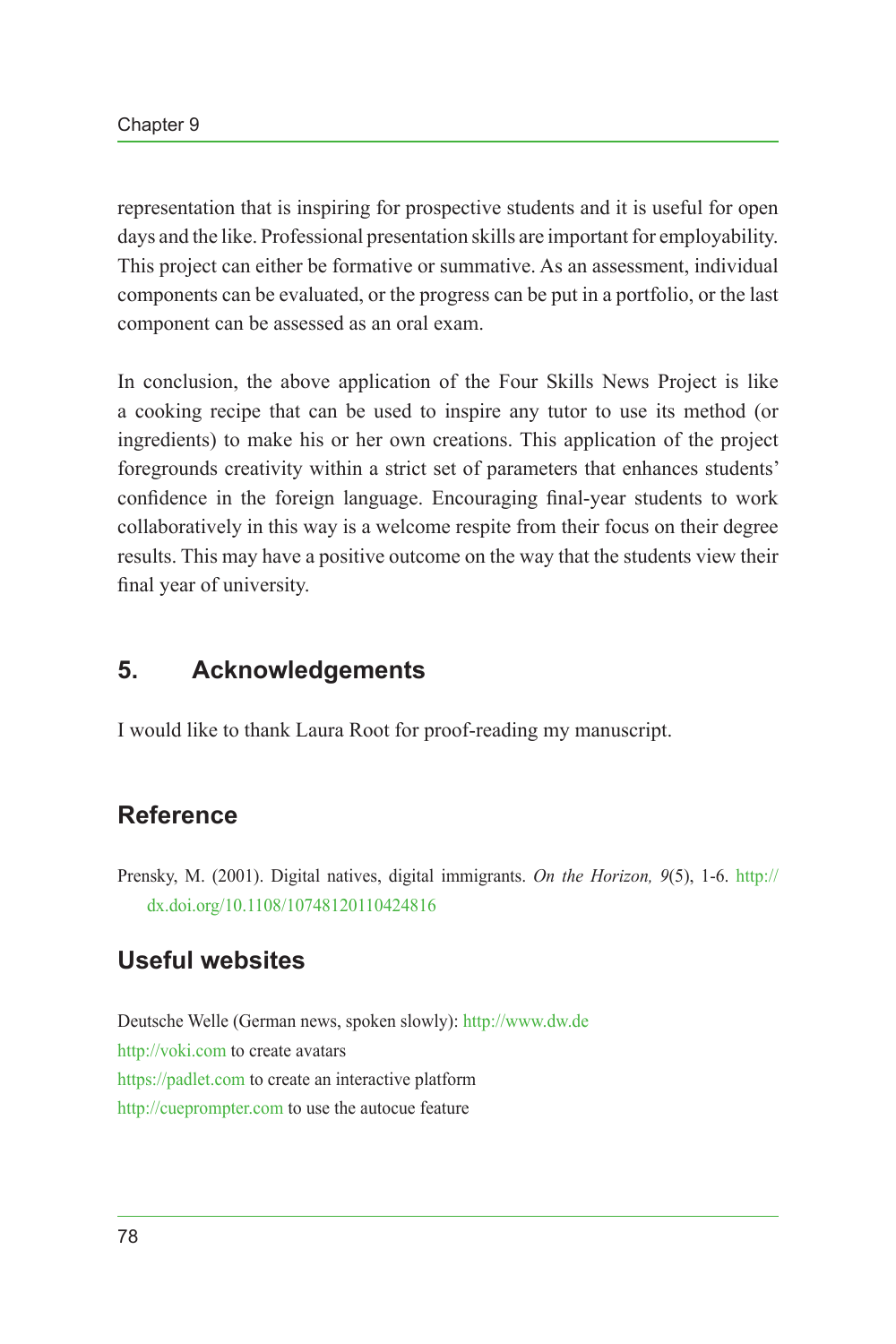representation that is inspiring for prospective students and it is useful for open days and the like. Professional presentation skills are important for employability. This project can either be formative or summative. As an assessment, individual components can be evaluated, or the progress can be put in a portfolio, or the last component can be assessed as an oral exam.

In conclusion, the above application of the Four Skills News Project is like a cooking recipe that can be used to inspire any tutor to use its method (or ingredients) to make his or her own creations. This application of the project foregrounds creativity within a strict set of parameters that enhances students' confidence in the foreign language. Encouraging final-year students to work collaboratively in this way is a welcome respite from their focus on their degree results. This may have a positive outcome on the way that the students view their final year of university.

## 5. Acknowledgements

I would like to thank Laura Root for proof-reading my manuscript.

## Reference

Prensky, M. (2001). Digital natives, digital immigrants. *On the Horizon, 9*(5), 1-6. http://dx.doi.org/10.1108/10748120110424816

## Useful websites

Deutsche Welle (German news, spoken slowly): http://www.dw.de
http://voki.com to create avatars
https://padlet.com to create an interactive platform
http://cueprompter.com to use the autocue feature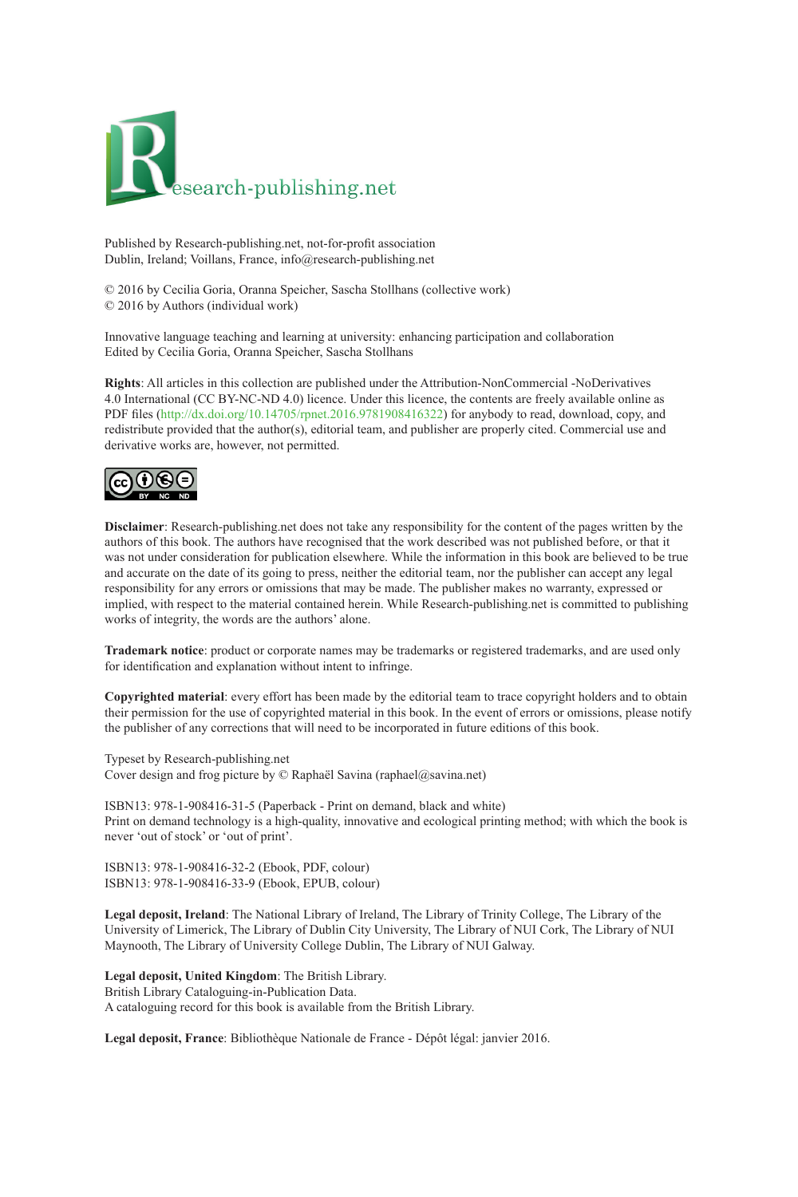Research-publishing.net

Published by Research-publishing.net, not-for-profit association
Dublin, Ireland; Voillans, France, info@research-publishing.net

© 2016 by Cecilia Goria, Oranna Speicher, Sascha Stollhans (collective work)
© 2016 by Authors (individual work)

Innovative language teaching and learning at university: enhancing participation and collaboration
Edited by Cecilia Goria, Oranna Speicher, Sascha Stollhans

**Rights**: All articles in this collection are published under the Attribution-NonCommercial -NoDerivatives 4.0 International (CC BY-NC-ND 4.0) licence. Under this licence, the contents are freely available online as PDF files (http://dx.doi.org/10.14705/rpnet.2016.9781908416322) for anybody to read, download, copy, and redistribute provided that the author(s), editorial team, and publisher are properly cited. Commercial use and derivative works are, however, not permitted.

**Disclaimer**: Research-publishing.net does not take any responsibility for the content of the pages written by the authors of this book. The authors have recognised that the work described was not published before, or that it was not under consideration for publication elsewhere. While the information in this book are believed to be true and accurate on the date of its going to press, neither the editorial team, nor the publisher can accept any legal responsibility for any errors or omissions that may be made. The publisher makes no warranty, expressed or implied, with respect to the material contained herein. While Research-publishing.net is committed to publishing works of integrity, the words are the authors' alone.

**Trademark notice**: product or corporate names may be trademarks or registered trademarks, and are used only for identification and explanation without intent to infringe.

**Copyrighted material**: every effort has been made by the editorial team to trace copyright holders and to obtain their permission for the use of copyrighted material in this book. In the event of errors or omissions, please notify the publisher of any corrections that will need to be incorporated in future editions of this book.

Typeset by Research-publishing.net
Cover design and frog picture by © Raphaël Savina (raphael@savina.net)

ISBN13: 978-1-908416-31-5 (Paperback - Print on demand, black and white)
Print on demand technology is a high-quality, innovative and ecological printing method; with which the book is never 'out of stock' or 'out of print'.

ISBN13: 978-1-908416-32-2 (Ebook, PDF, colour)
ISBN13: 978-1-908416-33-9 (Ebook, EPUB, colour)

**Legal deposit, Ireland**: The National Library of Ireland, The Library of Trinity College, The Library of the University of Limerick, The Library of Dublin City University, The Library of NUI Cork, The Library of NUI Maynooth, The Library of University College Dublin, The Library of NUI Galway.

**Legal deposit, United Kingdom**: The British Library.
British Library Cataloguing-in-Publication Data.
A cataloguing record for this book is available from the British Library.

**Legal deposit, France**: Bibliothèque Nationale de France - Dépôt légal: janvier 2016.